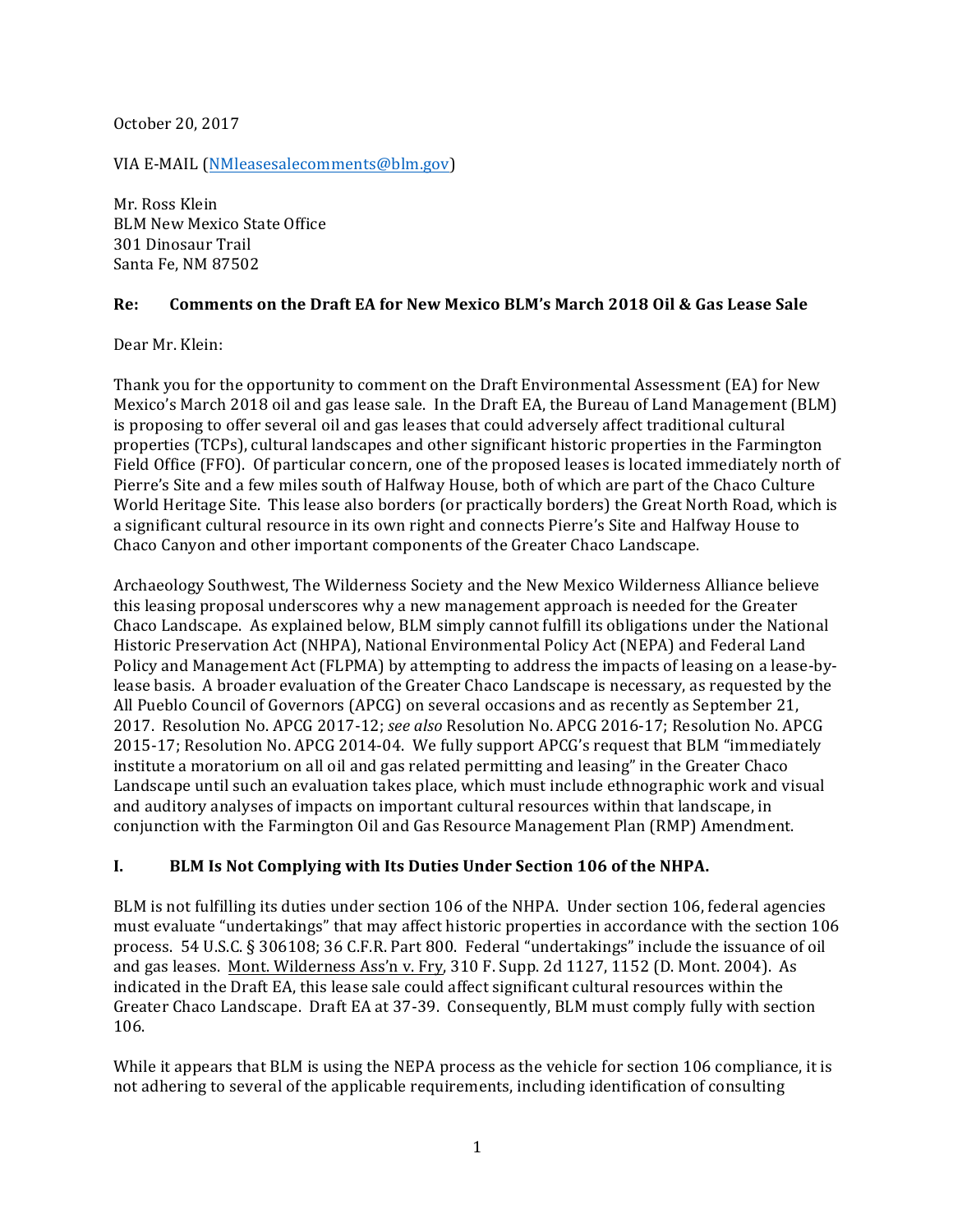October 20, 2017

VIA E-MAIL (NMleasesalecomments@blm.gov)

Mr. Ross Klein
BLM New Mexico State Office
301 Dinosaur Trail
Santa Fe, NM 87502

**Re: Comments on the Draft EA for New Mexico BLM's March 2018 Oil & Gas Lease Sale**

Dear Mr. Klein:

Thank you for the opportunity to comment on the Draft Environmental Assessment (EA) for New Mexico's March 2018 oil and gas lease sale. In the Draft EA, the Bureau of Land Management (BLM) is proposing to offer several oil and gas leases that could adversely affect traditional cultural properties (TCPs), cultural landscapes and other significant historic properties in the Farmington Field Office (FFO). Of particular concern, one of the proposed leases is located immediately north of Pierre's Site and a few miles south of Halfway House, both of which are part of the Chaco Culture World Heritage Site. This lease also borders (or practically borders) the Great North Road, which is a significant cultural resource in its own right and connects Pierre's Site and Halfway House to Chaco Canyon and other important components of the Greater Chaco Landscape.

Archaeology Southwest, The Wilderness Society and the New Mexico Wilderness Alliance believe this leasing proposal underscores why a new management approach is needed for the Greater Chaco Landscape. As explained below, BLM simply cannot fulfill its obligations under the National Historic Preservation Act (NHPA), National Environmental Policy Act (NEPA) and Federal Land Policy and Management Act (FLPMA) by attempting to address the impacts of leasing on a lease-by-lease basis. A broader evaluation of the Greater Chaco Landscape is necessary, as requested by the All Pueblo Council of Governors (APCG) on several occasions and as recently as September 21, 2017. Resolution No. APCG 2017-12; *see also* Resolution No. APCG 2016-17; Resolution No. APCG 2015-17; Resolution No. APCG 2014-04. We fully support APCG's request that BLM "immediately institute a moratorium on all oil and gas related permitting and leasing" in the Greater Chaco Landscape until such an evaluation takes place, which must include ethnographic work and visual and auditory analyses of impacts on important cultural resources within that landscape, in conjunction with the Farmington Oil and Gas Resource Management Plan (RMP) Amendment.

## I. BLM Is Not Complying with Its Duties Under Section 106 of the NHPA.

BLM is not fulfilling its duties under section 106 of the NHPA. Under section 106, federal agencies must evaluate "undertakings" that may affect historic properties in accordance with the section 106 process. 54 U.S.C. § 306108; 36 C.F.R. Part 800. Federal "undertakings" include the issuance of oil and gas leases. Mont. Wilderness Ass'n v. Fry, 310 F. Supp. 2d 1127, 1152 (D. Mont. 2004). As indicated in the Draft EA, this lease sale could affect significant cultural resources within the Greater Chaco Landscape. Draft EA at 37-39. Consequently, BLM must comply fully with section 106.

While it appears that BLM is using the NEPA process as the vehicle for section 106 compliance, it is not adhering to several of the applicable requirements, including identification of consulting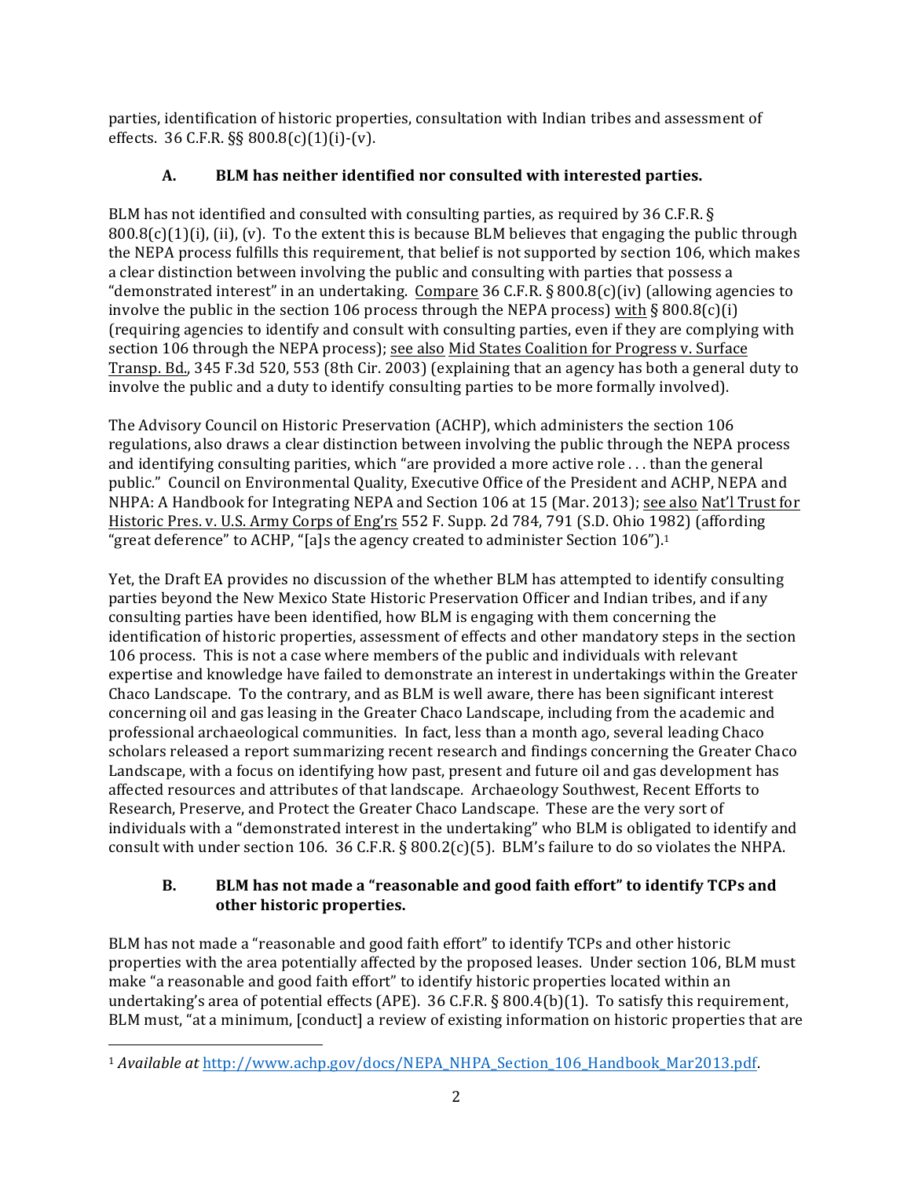parties, identification of historic properties, consultation with Indian tribes and assessment of effects. 36 C.F.R. §§ 800.8(c)(1)(i)-(v).

### A. BLM has neither identified nor consulted with interested parties.

BLM has not identified and consulted with consulting parties, as required by 36 C.F.R. § 800.8(c)(1)(i), (ii), (v). To the extent this is because BLM believes that engaging the public through the NEPA process fulfills this requirement, that belief is not supported by section 106, which makes a clear distinction between involving the public and consulting with parties that possess a "demonstrated interest" in an undertaking. Compare 36 C.F.R. § 800.8(c)(iv) (allowing agencies to involve the public in the section 106 process through the NEPA process) with § 800.8(c)(i) (requiring agencies to identify and consult with consulting parties, even if they are complying with section 106 through the NEPA process); see also Mid States Coalition for Progress v. Surface Transp. Bd., 345 F.3d 520, 553 (8th Cir. 2003) (explaining that an agency has both a general duty to involve the public and a duty to identify consulting parties to be more formally involved).

The Advisory Council on Historic Preservation (ACHP), which administers the section 106 regulations, also draws a clear distinction between involving the public through the NEPA process and identifying consulting parities, which "are provided a more active role . . . than the general public." Council on Environmental Quality, Executive Office of the President and ACHP, NEPA and NHPA: A Handbook for Integrating NEPA and Section 106 at 15 (Mar. 2013); see also Nat'l Trust for Historic Pres. v. U.S. Army Corps of Eng'rs 552 F. Supp. 2d 784, 791 (S.D. Ohio 1982) (affording "great deference" to ACHP, "[a]s the agency created to administer Section 106").[1]

Yet, the Draft EA provides no discussion of the whether BLM has attempted to identify consulting parties beyond the New Mexico State Historic Preservation Officer and Indian tribes, and if any consulting parties have been identified, how BLM is engaging with them concerning the identification of historic properties, assessment of effects and other mandatory steps in the section 106 process. This is not a case where members of the public and individuals with relevant expertise and knowledge have failed to demonstrate an interest in undertakings within the Greater Chaco Landscape. To the contrary, and as BLM is well aware, there has been significant interest concerning oil and gas leasing in the Greater Chaco Landscape, including from the academic and professional archaeological communities. In fact, less than a month ago, several leading Chaco scholars released a report summarizing recent research and findings concerning the Greater Chaco Landscape, with a focus on identifying how past, present and future oil and gas development has affected resources and attributes of that landscape. Archaeology Southwest, Recent Efforts to Research, Preserve, and Protect the Greater Chaco Landscape. These are the very sort of individuals with a "demonstrated interest in the undertaking" who BLM is obligated to identify and consult with under section 106. 36 C.F.R. § 800.2(c)(5). BLM's failure to do so violates the NHPA.

### B. BLM has not made a "reasonable and good faith effort" to identify TCPs and other historic properties.

BLM has not made a "reasonable and good faith effort" to identify TCPs and other historic properties with the area potentially affected by the proposed leases. Under section 106, BLM must make "a reasonable and good faith effort" to identify historic properties located within an undertaking's area of potential effects (APE). 36 C.F.R. § 800.4(b)(1). To satisfy this requirement, BLM must, "at a minimum, [conduct] a review of existing information on historic properties that are

---

[1] *Available at* http://www.achp.gov/docs/NEPA_NHPA_Section_106_Handbook_Mar2013.pdf.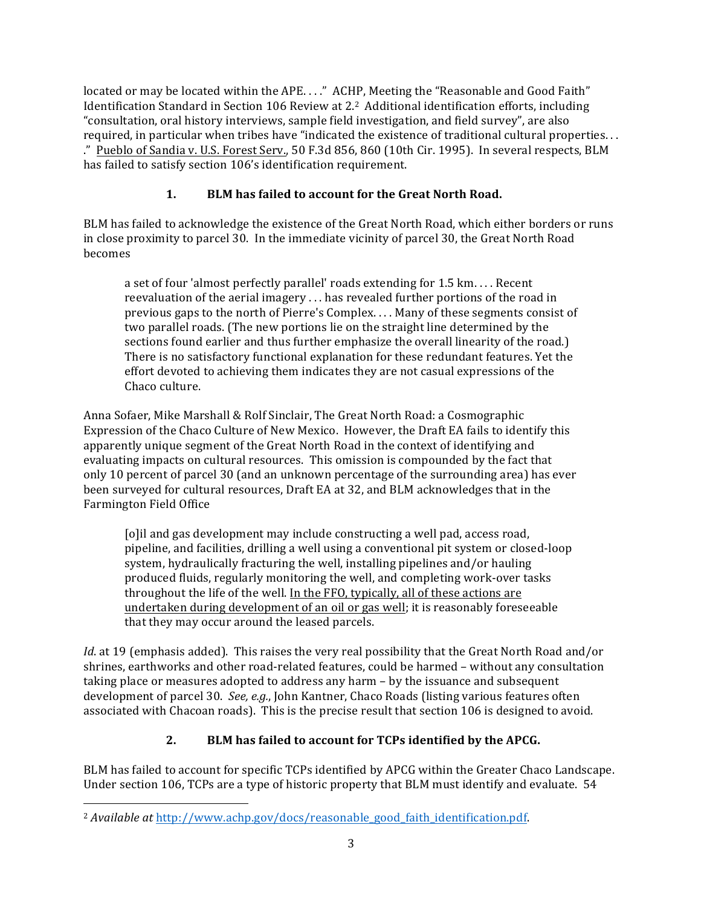located or may be located within the APE. . . ." ACHP, Meeting the "Reasonable and Good Faith" Identification Standard in Section 106 Review at 2.[2] Additional identification efforts, including "consultation, oral history interviews, sample field investigation, and field survey", are also required, in particular when tribes have "indicated the existence of traditional cultural properties. . . ." Pueblo of Sandia v. U.S. Forest Serv., 50 F.3d 856, 860 (10th Cir. 1995). In several respects, BLM has failed to satisfy section 106's identification requirement.

### 1. BLM has failed to account for the Great North Road.

BLM has failed to acknowledge the existence of the Great North Road, which either borders or runs in close proximity to parcel 30. In the immediate vicinity of parcel 30, the Great North Road becomes

> a set of four 'almost perfectly parallel' roads extending for 1.5 km. . . . Recent reevaluation of the aerial imagery . . . has revealed further portions of the road in previous gaps to the north of Pierre's Complex. . . . Many of these segments consist of two parallel roads. (The new portions lie on the straight line determined by the sections found earlier and thus further emphasize the overall linearity of the road.) There is no satisfactory functional explanation for these redundant features. Yet the effort devoted to achieving them indicates they are not casual expressions of the Chaco culture.

Anna Sofaer, Mike Marshall & Rolf Sinclair, The Great North Road: a Cosmographic Expression of the Chaco Culture of New Mexico. However, the Draft EA fails to identify this apparently unique segment of the Great North Road in the context of identifying and evaluating impacts on cultural resources. This omission is compounded by the fact that only 10 percent of parcel 30 (and an unknown percentage of the surrounding area) has ever been surveyed for cultural resources, Draft EA at 32, and BLM acknowledges that in the Farmington Field Office

> [o]il and gas development may include constructing a well pad, access road, pipeline, and facilities, drilling a well using a conventional pit system or closed-loop system, hydraulically fracturing the well, installing pipelines and/or hauling produced fluids, regularly monitoring the well, and completing work-over tasks throughout the life of the well. In the FFO, typically, all of these actions are undertaken during development of an oil or gas well; it is reasonably foreseeable that they may occur around the leased parcels.

*Id*. at 19 (emphasis added). This raises the very real possibility that the Great North Road and/or shrines, earthworks and other road-related features, could be harmed – without any consultation taking place or measures adopted to address any harm – by the issuance and subsequent development of parcel 30. *See, e.g.*, John Kantner, Chaco Roads (listing various features often associated with Chacoan roads). This is the precise result that section 106 is designed to avoid.

### 2. BLM has failed to account for TCPs identified by the APCG.

BLM has failed to account for specific TCPs identified by APCG within the Greater Chaco Landscape. Under section 106, TCPs are a type of historic property that BLM must identify and evaluate. 54

[2] *Available at* http://www.achp.gov/docs/reasonable_good_faith_identification.pdf.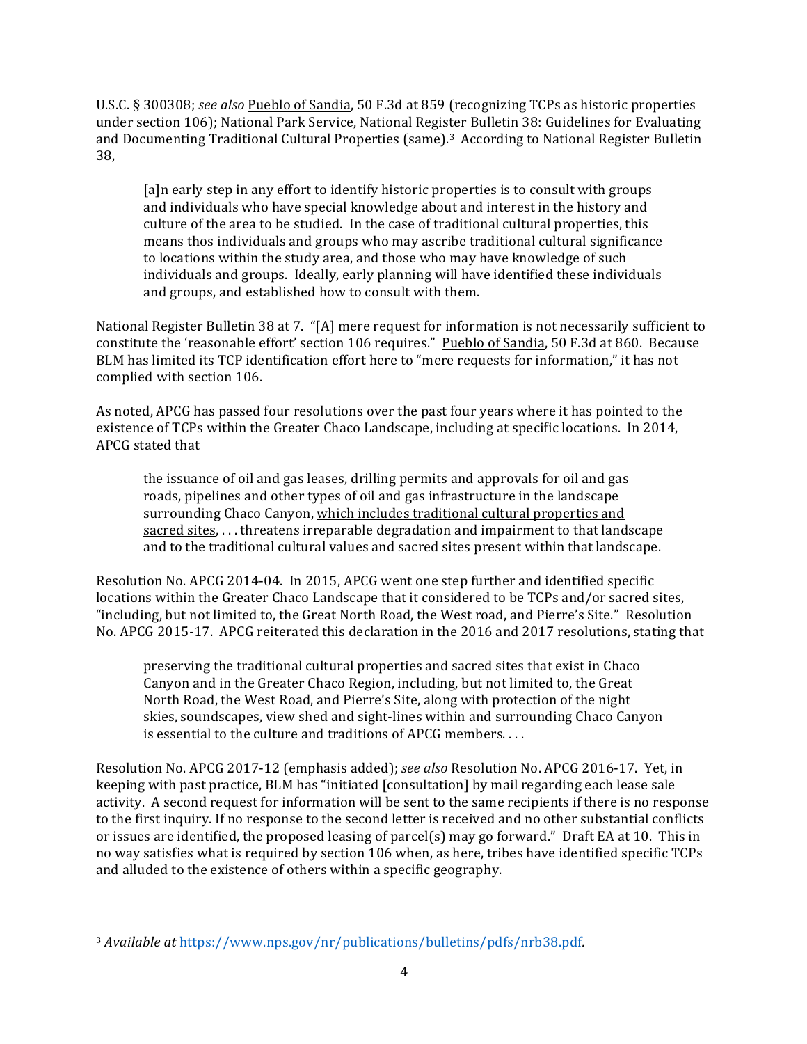U.S.C. § 300308; *see also* Pueblo of Sandia, 50 F.3d at 859 (recognizing TCPs as historic properties under section 106); National Park Service, National Register Bulletin 38: Guidelines for Evaluating and Documenting Traditional Cultural Properties (same).[3] According to National Register Bulletin 38,

> [a]n early step in any effort to identify historic properties is to consult with groups and individuals who have special knowledge about and interest in the history and culture of the area to be studied. In the case of traditional cultural properties, this means thos individuals and groups who may ascribe traditional cultural significance to locations within the study area, and those who may have knowledge of such individuals and groups. Ideally, early planning will have identified these individuals and groups, and established how to consult with them.

National Register Bulletin 38 at 7. "[A] mere request for information is not necessarily sufficient to constitute the 'reasonable effort' section 106 requires." Pueblo of Sandia, 50 F.3d at 860. Because BLM has limited its TCP identification effort here to "mere requests for information," it has not complied with section 106.

As noted, APCG has passed four resolutions over the past four years where it has pointed to the existence of TCPs within the Greater Chaco Landscape, including at specific locations. In 2014, APCG stated that

> the issuance of oil and gas leases, drilling permits and approvals for oil and gas roads, pipelines and other types of oil and gas infrastructure in the landscape surrounding Chaco Canyon, <u>which includes traditional cultural properties and sacred sites</u>, . . . threatens irreparable degradation and impairment to that landscape and to the traditional cultural values and sacred sites present within that landscape.

Resolution No. APCG 2014-04. In 2015, APCG went one step further and identified specific locations within the Greater Chaco Landscape that it considered to be TCPs and/or sacred sites, "including, but not limited to, the Great North Road, the West road, and Pierre's Site." Resolution No. APCG 2015-17. APCG reiterated this declaration in the 2016 and 2017 resolutions, stating that

> preserving the traditional cultural properties and sacred sites that exist in Chaco Canyon and in the Greater Chaco Region, including, but not limited to, the Great North Road, the West Road, and Pierre's Site, along with protection of the night skies, soundscapes, view shed and sight-lines within and surrounding Chaco Canyon <u>is essential to the culture and traditions of APCG members</u>. . . .

Resolution No. APCG 2017-12 (emphasis added); *see also* Resolution No. APCG 2016-17. Yet, in keeping with past practice, BLM has "initiated [consultation] by mail regarding each lease sale activity. A second request for information will be sent to the same recipients if there is no response to the first inquiry. If no response to the second letter is received and no other substantial conflicts or issues are identified, the proposed leasing of parcel(s) may go forward." Draft EA at 10. This in no way satisfies what is required by section 106 when, as here, tribes have identified specific TCPs and alluded to the existence of others within a specific geography.

[3] *Available at* https://www.nps.gov/nr/publications/bulletins/pdfs/nrb38.pdf.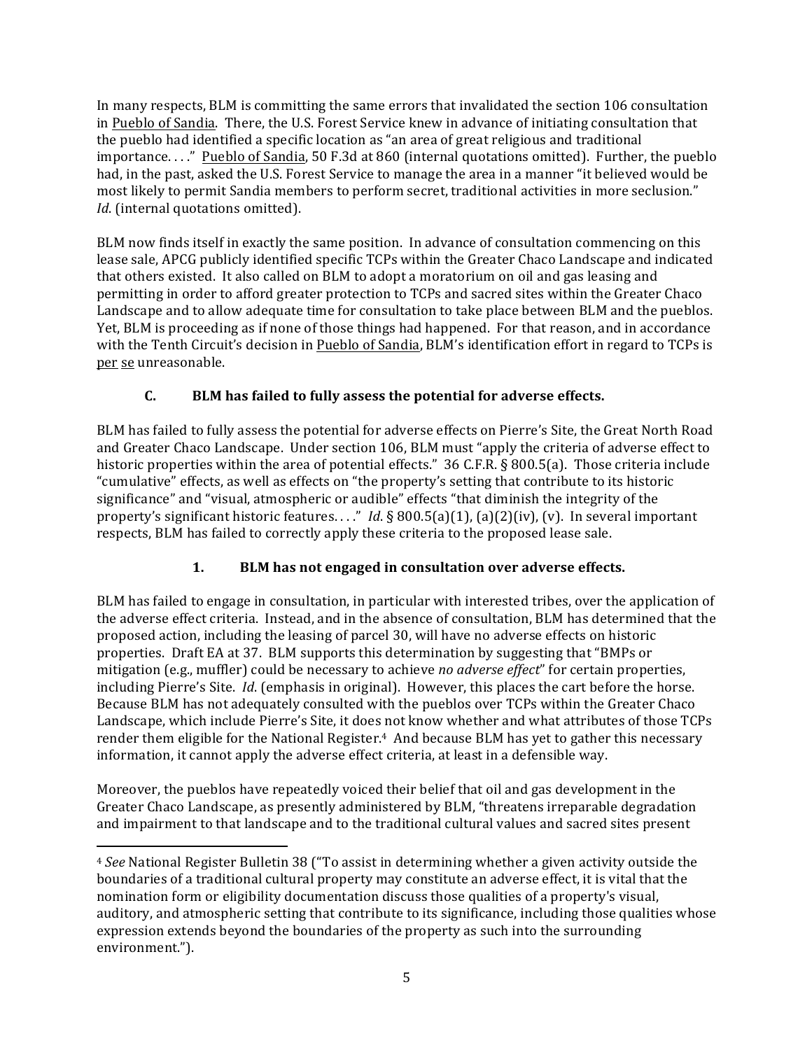In many respects, BLM is committing the same errors that invalidated the section 106 consultation in Pueblo of Sandia. There, the U.S. Forest Service knew in advance of initiating consultation that the pueblo had identified a specific location as "an area of great religious and traditional importance. . . ." Pueblo of Sandia, 50 F.3d at 860 (internal quotations omitted). Further, the pueblo had, in the past, asked the U.S. Forest Service to manage the area in a manner "it believed would be most likely to permit Sandia members to perform secret, traditional activities in more seclusion." *Id*. (internal quotations omitted).

BLM now finds itself in exactly the same position. In advance of consultation commencing on this lease sale, APCG publicly identified specific TCPs within the Greater Chaco Landscape and indicated that others existed. It also called on BLM to adopt a moratorium on oil and gas leasing and permitting in order to afford greater protection to TCPs and sacred sites within the Greater Chaco Landscape and to allow adequate time for consultation to take place between BLM and the pueblos. Yet, BLM is proceeding as if none of those things had happened. For that reason, and in accordance with the Tenth Circuit's decision in Pueblo of Sandia, BLM's identification effort in regard to TCPs is per se unreasonable.

### C. BLM has failed to fully assess the potential for adverse effects.

BLM has failed to fully assess the potential for adverse effects on Pierre's Site, the Great North Road and Greater Chaco Landscape. Under section 106, BLM must "apply the criteria of adverse effect to historic properties within the area of potential effects." 36 C.F.R. § 800.5(a). Those criteria include "cumulative" effects, as well as effects on "the property's setting that contribute to its historic significance" and "visual, atmospheric or audible" effects "that diminish the integrity of the property's significant historic features. . . ." *Id*. § 800.5(a)(1), (a)(2)(iv), (v). In several important respects, BLM has failed to correctly apply these criteria to the proposed lease sale.

#### 1. BLM has not engaged in consultation over adverse effects.

BLM has failed to engage in consultation, in particular with interested tribes, over the application of the adverse effect criteria. Instead, and in the absence of consultation, BLM has determined that the proposed action, including the leasing of parcel 30, will have no adverse effects on historic properties. Draft EA at 37. BLM supports this determination by suggesting that "BMPs or mitigation (e.g., muffler) could be necessary to achieve *no adverse effect*" for certain properties, including Pierre's Site. *Id*. (emphasis in original). However, this places the cart before the horse. Because BLM has not adequately consulted with the pueblos over TCPs within the Greater Chaco Landscape, which include Pierre's Site, it does not know whether and what attributes of those TCPs render them eligible for the National Register.[4] And because BLM has yet to gather this necessary information, it cannot apply the adverse effect criteria, at least in a defensible way.

Moreover, the pueblos have repeatedly voiced their belief that oil and gas development in the Greater Chaco Landscape, as presently administered by BLM, "threatens irreparable degradation and impairment to that landscape and to the traditional cultural values and sacred sites present

---

[4] *See* National Register Bulletin 38 ("To assist in determining whether a given activity outside the boundaries of a traditional cultural property may constitute an adverse effect, it is vital that the nomination form or eligibility documentation discuss those qualities of a property's visual, auditory, and atmospheric setting that contribute to its significance, including those qualities whose expression extends beyond the boundaries of the property as such into the surrounding environment.").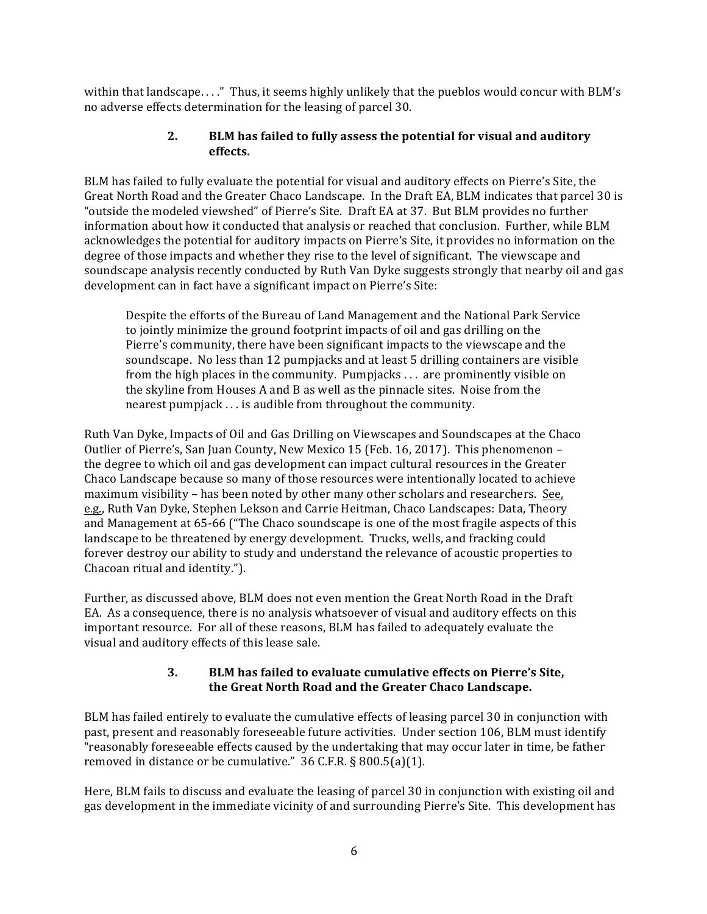within that landscape. . . ." Thus, it seems highly unlikely that the pueblos would concur with BLM's no adverse effects determination for the leasing of parcel 30.

### 2. BLM has failed to fully assess the potential for visual and auditory effects.

BLM has failed to fully evaluate the potential for visual and auditory effects on Pierre's Site, the Great North Road and the Greater Chaco Landscape. In the Draft EA, BLM indicates that parcel 30 is "outside the modeled viewshed" of Pierre's Site. Draft EA at 37. But BLM provides no further information about how it conducted that analysis or reached that conclusion. Further, while BLM acknowledges the potential for auditory impacts on Pierre's Site, it provides no information on the degree of those impacts and whether they rise to the level of significant. The viewscape and soundscape analysis recently conducted by Ruth Van Dyke suggests strongly that nearby oil and gas development can in fact have a significant impact on Pierre's Site:

> Despite the efforts of the Bureau of Land Management and the National Park Service to jointly minimize the ground footprint impacts of oil and gas drilling on the Pierre's community, there have been significant impacts to the viewscape and the soundscape. No less than 12 pumpjacks and at least 5 drilling containers are visible from the high places in the community. Pumpjacks . . . are prominently visible on the skyline from Houses A and B as well as the pinnacle sites. Noise from the nearest pumpjack . . . is audible from throughout the community.

Ruth Van Dyke, Impacts of Oil and Gas Drilling on Viewscapes and Soundscapes at the Chaco Outlier of Pierre's, San Juan County, New Mexico 15 (Feb. 16, 2017). This phenomenon – the degree to which oil and gas development can impact cultural resources in the Greater Chaco Landscape because so many of those resources were intentionally located to achieve maximum visibility – has been noted by other many other scholars and researchers. See, e.g., Ruth Van Dyke, Stephen Lekson and Carrie Heitman, Chaco Landscapes: Data, Theory and Management at 65-66 ("The Chaco soundscape is one of the most fragile aspects of this landscape to be threatened by energy development. Trucks, wells, and fracking could forever destroy our ability to study and understand the relevance of acoustic properties to Chacoan ritual and identity.").

Further, as discussed above, BLM does not even mention the Great North Road in the Draft EA. As a consequence, there is no analysis whatsoever of visual and auditory effects on this important resource. For all of these reasons, BLM has failed to adequately evaluate the visual and auditory effects of this lease sale.

### 3. BLM has failed to evaluate cumulative effects on Pierre's Site, the Great North Road and the Greater Chaco Landscape.

BLM has failed entirely to evaluate the cumulative effects of leasing parcel 30 in conjunction with past, present and reasonably foreseeable future activities. Under section 106, BLM must identify "reasonably foreseeable effects caused by the undertaking that may occur later in time, be father removed in distance or be cumulative." 36 C.F.R. § 800.5(a)(1).

Here, BLM fails to discuss and evaluate the leasing of parcel 30 in conjunction with existing oil and gas development in the immediate vicinity of and surrounding Pierre's Site. This development has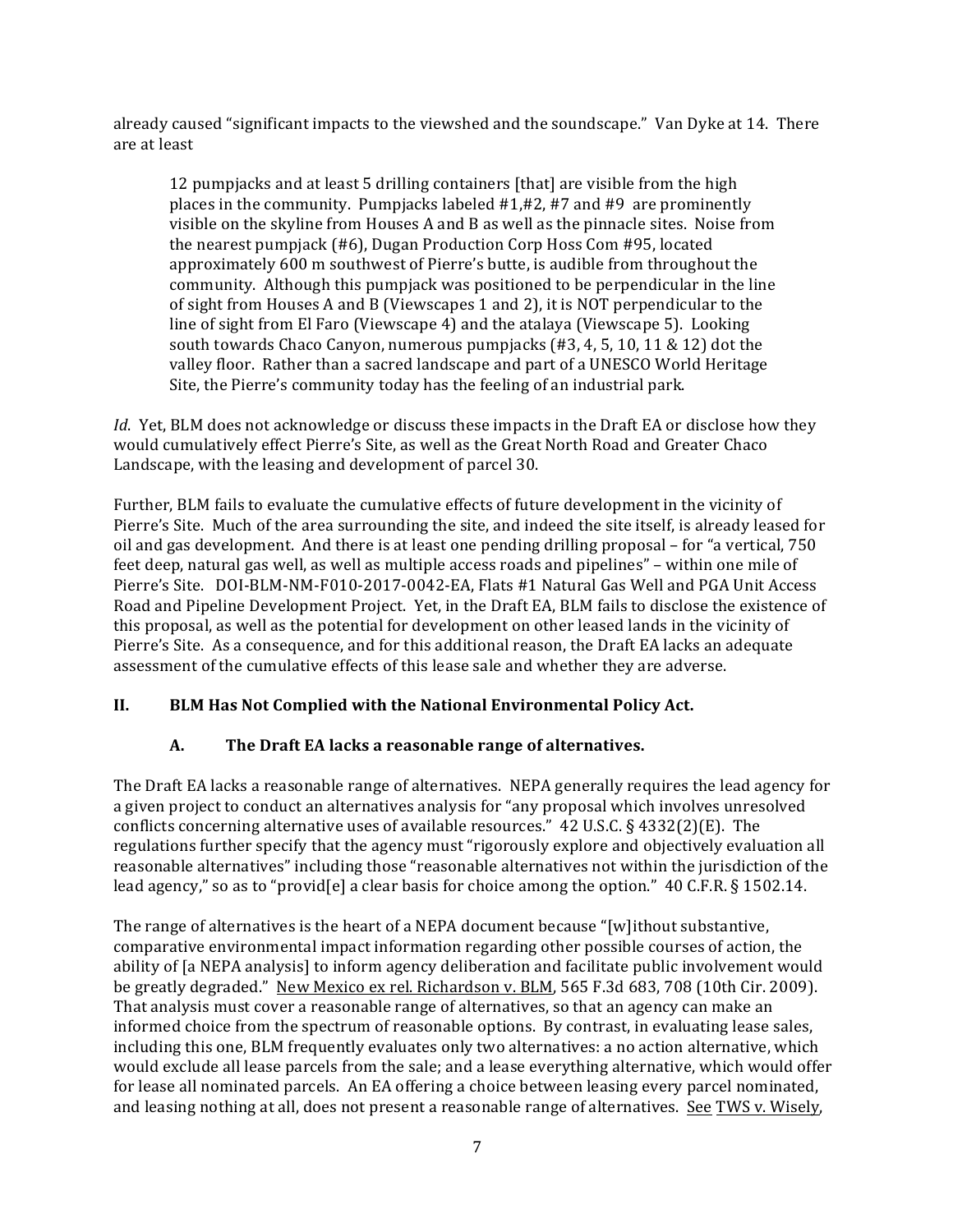already caused "significant impacts to the viewshed and the soundscape." Van Dyke at 14. There are at least

> 12 pumpjacks and at least 5 drilling containers [that] are visible from the high places in the community. Pumpjacks labeled #1,#2, #7 and #9 are prominently visible on the skyline from Houses A and B as well as the pinnacle sites. Noise from the nearest pumpjack (#6), Dugan Production Corp Hoss Com #95, located approximately 600 m southwest of Pierre's butte, is audible from throughout the community. Although this pumpjack was positioned to be perpendicular in the line of sight from Houses A and B (Viewscapes 1 and 2), it is NOT perpendicular to the line of sight from El Faro (Viewscape 4) and the atalaya (Viewscape 5). Looking south towards Chaco Canyon, numerous pumpjacks (#3, 4, 5, 10, 11 & 12) dot the valley floor. Rather than a sacred landscape and part of a UNESCO World Heritage Site, the Pierre's community today has the feeling of an industrial park.

*Id*. Yet, BLM does not acknowledge or discuss these impacts in the Draft EA or disclose how they would cumulatively effect Pierre's Site, as well as the Great North Road and Greater Chaco Landscape, with the leasing and development of parcel 30.

Further, BLM fails to evaluate the cumulative effects of future development in the vicinity of Pierre's Site. Much of the area surrounding the site, and indeed the site itself, is already leased for oil and gas development. And there is at least one pending drilling proposal – for "a vertical, 750 feet deep, natural gas well, as well as multiple access roads and pipelines" – within one mile of Pierre's Site. DOI-BLM-NM-F010-2017-0042-EA, Flats #1 Natural Gas Well and PGA Unit Access Road and Pipeline Development Project. Yet, in the Draft EA, BLM fails to disclose the existence of this proposal, as well as the potential for development on other leased lands in the vicinity of Pierre's Site. As a consequence, and for this additional reason, the Draft EA lacks an adequate assessment of the cumulative effects of this lease sale and whether they are adverse.

## II. BLM Has Not Complied with the National Environmental Policy Act.

### A. The Draft EA lacks a reasonable range of alternatives.

The Draft EA lacks a reasonable range of alternatives. NEPA generally requires the lead agency for a given project to conduct an alternatives analysis for "any proposal which involves unresolved conflicts concerning alternative uses of available resources." 42 U.S.C. § 4332(2)(E). The regulations further specify that the agency must "rigorously explore and objectively evaluation all reasonable alternatives" including those "reasonable alternatives not within the jurisdiction of the lead agency," so as to "provid[e] a clear basis for choice among the option." 40 C.F.R. § 1502.14.

The range of alternatives is the heart of a NEPA document because "[w]ithout substantive, comparative environmental impact information regarding other possible courses of action, the ability of [a NEPA analysis] to inform agency deliberation and facilitate public involvement would be greatly degraded." New Mexico ex rel. Richardson v. BLM, 565 F.3d 683, 708 (10th Cir. 2009). That analysis must cover a reasonable range of alternatives, so that an agency can make an informed choice from the spectrum of reasonable options. By contrast, in evaluating lease sales, including this one, BLM frequently evaluates only two alternatives: a no action alternative, which would exclude all lease parcels from the sale; and a lease everything alternative, which would offer for lease all nominated parcels. An EA offering a choice between leasing every parcel nominated, and leasing nothing at all, does not present a reasonable range of alternatives. See TWS v. Wisely,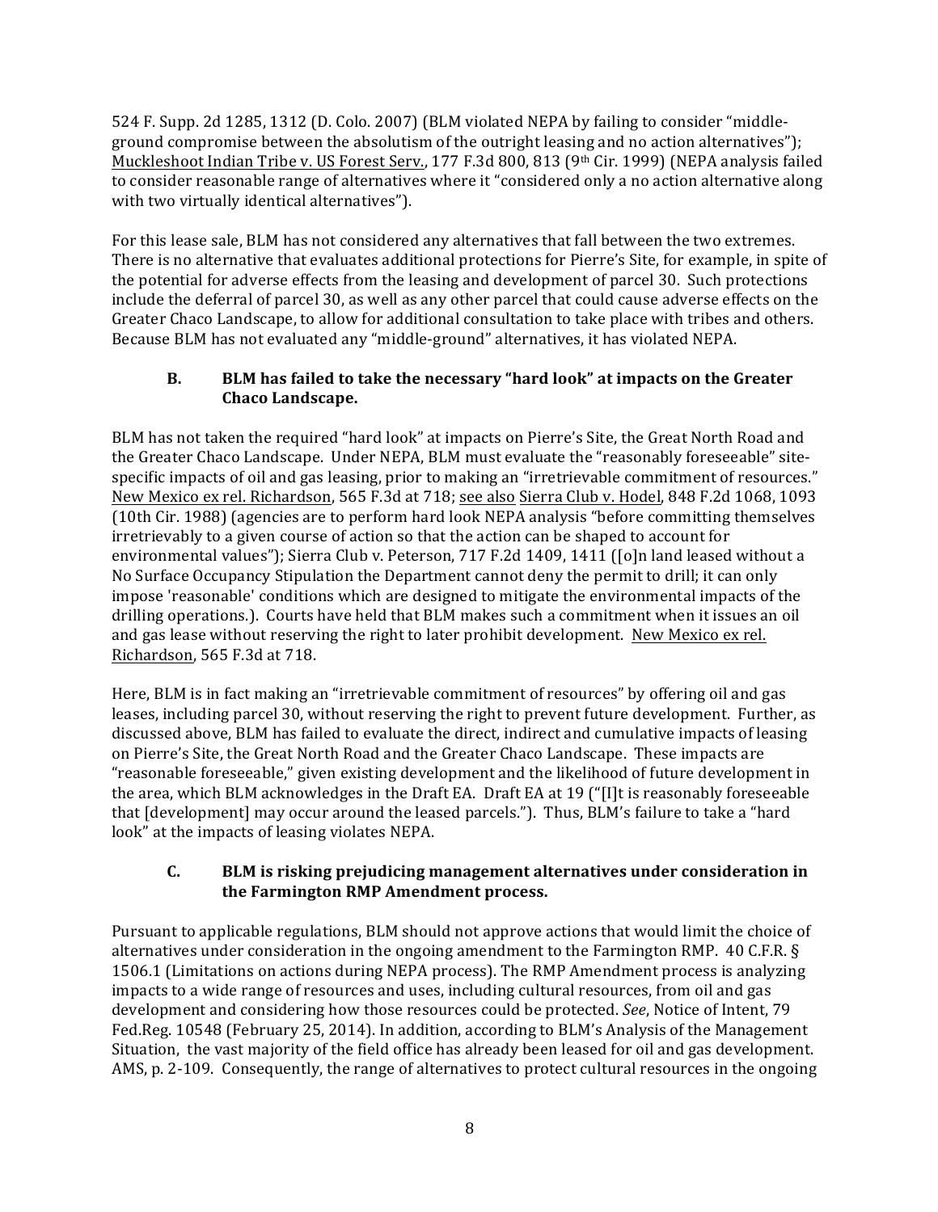524 F. Supp. 2d 1285, 1312 (D. Colo. 2007) (BLM violated NEPA by failing to consider "middle-ground compromise between the absolutism of the outright leasing and no action alternatives"); Muckleshoot Indian Tribe v. US Forest Serv., 177 F.3d 800, 813 (9th Cir. 1999) (NEPA analysis failed to consider reasonable range of alternatives where it "considered only a no action alternative along with two virtually identical alternatives").

For this lease sale, BLM has not considered any alternatives that fall between the two extremes. There is no alternative that evaluates additional protections for Pierre's Site, for example, in spite of the potential for adverse effects from the leasing and development of parcel 30. Such protections include the deferral of parcel 30, as well as any other parcel that could cause adverse effects on the Greater Chaco Landscape, to allow for additional consultation to take place with tribes and others. Because BLM has not evaluated any "middle-ground" alternatives, it has violated NEPA.

### B. BLM has failed to take the necessary "hard look" at impacts on the Greater Chaco Landscape.

BLM has not taken the required "hard look" at impacts on Pierre's Site, the Great North Road and the Greater Chaco Landscape. Under NEPA, BLM must evaluate the "reasonably foreseeable" site-specific impacts of oil and gas leasing, prior to making an "irretrievable commitment of resources." New Mexico ex rel. Richardson, 565 F.3d at 718; see also Sierra Club v. Hodel, 848 F.2d 1068, 1093 (10th Cir. 1988) (agencies are to perform hard look NEPA analysis "before committing themselves irretrievably to a given course of action so that the action can be shaped to account for environmental values"); Sierra Club v. Peterson, 717 F.2d 1409, 1411 ([o]n land leased without a No Surface Occupancy Stipulation the Department cannot deny the permit to drill; it can only impose 'reasonable' conditions which are designed to mitigate the environmental impacts of the drilling operations.). Courts have held that BLM makes such a commitment when it issues an oil and gas lease without reserving the right to later prohibit development. New Mexico ex rel. Richardson, 565 F.3d at 718.

Here, BLM is in fact making an "irretrievable commitment of resources" by offering oil and gas leases, including parcel 30, without reserving the right to prevent future development. Further, as discussed above, BLM has failed to evaluate the direct, indirect and cumulative impacts of leasing on Pierre's Site, the Great North Road and the Greater Chaco Landscape. These impacts are "reasonable foreseeable," given existing development and the likelihood of future development in the area, which BLM acknowledges in the Draft EA. Draft EA at 19 ("[I]t is reasonably foreseeable that [development] may occur around the leased parcels."). Thus, BLM's failure to take a "hard look" at the impacts of leasing violates NEPA.

### C. BLM is risking prejudicing management alternatives under consideration in the Farmington RMP Amendment process.

Pursuant to applicable regulations, BLM should not approve actions that would limit the choice of alternatives under consideration in the ongoing amendment to the Farmington RMP. 40 C.F.R. § 1506.1 (Limitations on actions during NEPA process). The RMP Amendment process is analyzing impacts to a wide range of resources and uses, including cultural resources, from oil and gas development and considering how those resources could be protected. *See*, Notice of Intent, 79 Fed.Reg. 10548 (February 25, 2014). In addition, according to BLM's Analysis of the Management Situation, the vast majority of the field office has already been leased for oil and gas development. AMS, p. 2-109. Consequently, the range of alternatives to protect cultural resources in the ongoing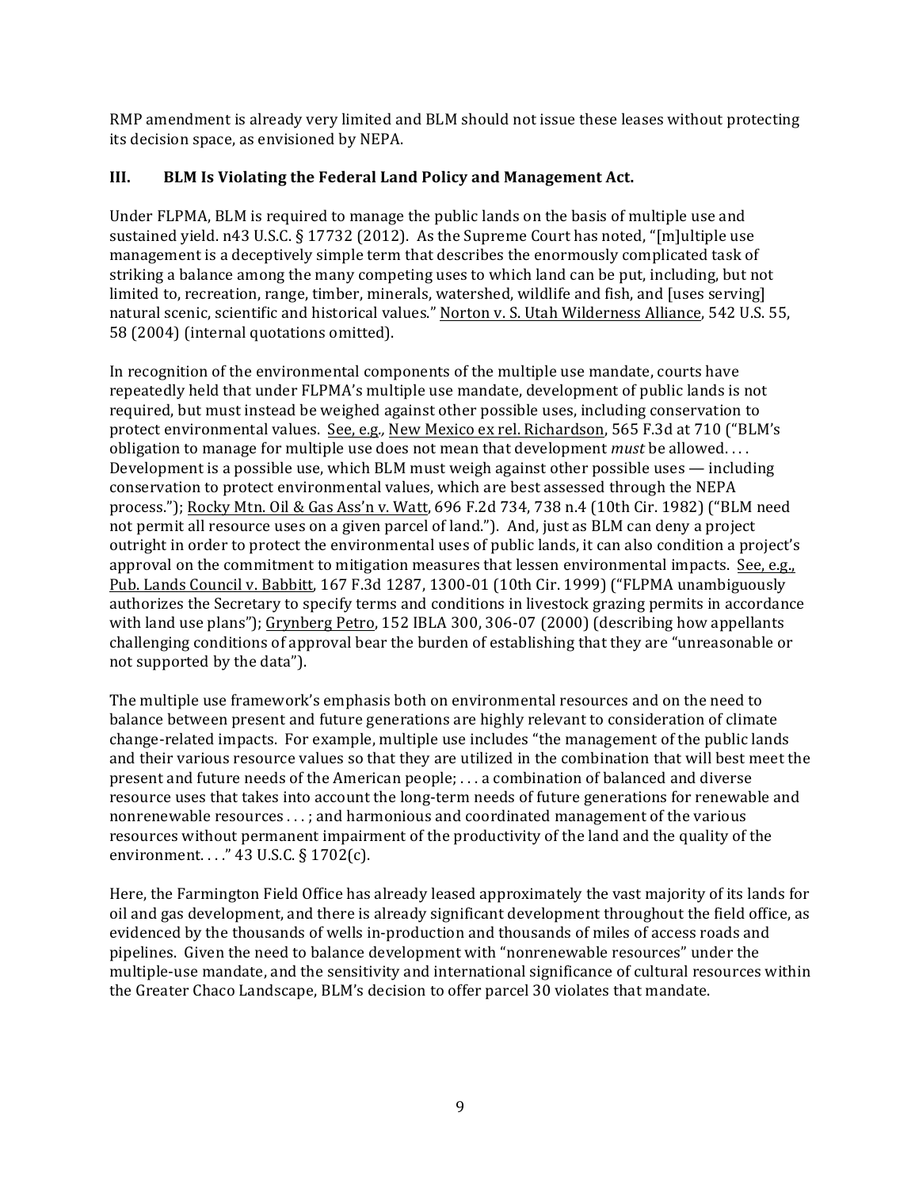RMP amendment is already very limited and BLM should not issue these leases without protecting its decision space, as envisioned by NEPA.

### III. BLM Is Violating the Federal Land Policy and Management Act.

Under FLPMA, BLM is required to manage the public lands on the basis of multiple use and sustained yield. n43 U.S.C. § 17732 (2012). As the Supreme Court has noted, "[m]ultiple use management is a deceptively simple term that describes the enormously complicated task of striking a balance among the many competing uses to which land can be put, including, but not limited to, recreation, range, timber, minerals, watershed, wildlife and fish, and [uses serving] natural scenic, scientific and historical values." Norton v. S. Utah Wilderness Alliance, 542 U.S. 55, 58 (2004) (internal quotations omitted).

In recognition of the environmental components of the multiple use mandate, courts have repeatedly held that under FLPMA's multiple use mandate, development of public lands is not required, but must instead be weighed against other possible uses, including conservation to protect environmental values. See, e.g., New Mexico ex rel. Richardson, 565 F.3d at 710 ("BLM's obligation to manage for multiple use does not mean that development *must* be allowed. . . . Development is a possible use, which BLM must weigh against other possible uses — including conservation to protect environmental values, which are best assessed through the NEPA process."); Rocky Mtn. Oil & Gas Ass'n v. Watt, 696 F.2d 734, 738 n.4 (10th Cir. 1982) ("BLM need not permit all resource uses on a given parcel of land."). And, just as BLM can deny a project outright in order to protect the environmental uses of public lands, it can also condition a project's approval on the commitment to mitigation measures that lessen environmental impacts. See, e.g., Pub. Lands Council v. Babbitt, 167 F.3d 1287, 1300-01 (10th Cir. 1999) ("FLPMA unambiguously authorizes the Secretary to specify terms and conditions in livestock grazing permits in accordance with land use plans"); Grynberg Petro, 152 IBLA 300, 306-07 (2000) (describing how appellants challenging conditions of approval bear the burden of establishing that they are "unreasonable or not supported by the data").

The multiple use framework's emphasis both on environmental resources and on the need to balance between present and future generations are highly relevant to consideration of climate change-related impacts. For example, multiple use includes "the management of the public lands and their various resource values so that they are utilized in the combination that will best meet the present and future needs of the American people; . . . a combination of balanced and diverse resource uses that takes into account the long-term needs of future generations for renewable and nonrenewable resources . . . ; and harmonious and coordinated management of the various resources without permanent impairment of the productivity of the land and the quality of the environment. . . ." 43 U.S.C. § 1702(c).

Here, the Farmington Field Office has already leased approximately the vast majority of its lands for oil and gas development, and there is already significant development throughout the field office, as evidenced by the thousands of wells in-production and thousands of miles of access roads and pipelines. Given the need to balance development with "nonrenewable resources" under the multiple-use mandate, and the sensitivity and international significance of cultural resources within the Greater Chaco Landscape, BLM's decision to offer parcel 30 violates that mandate.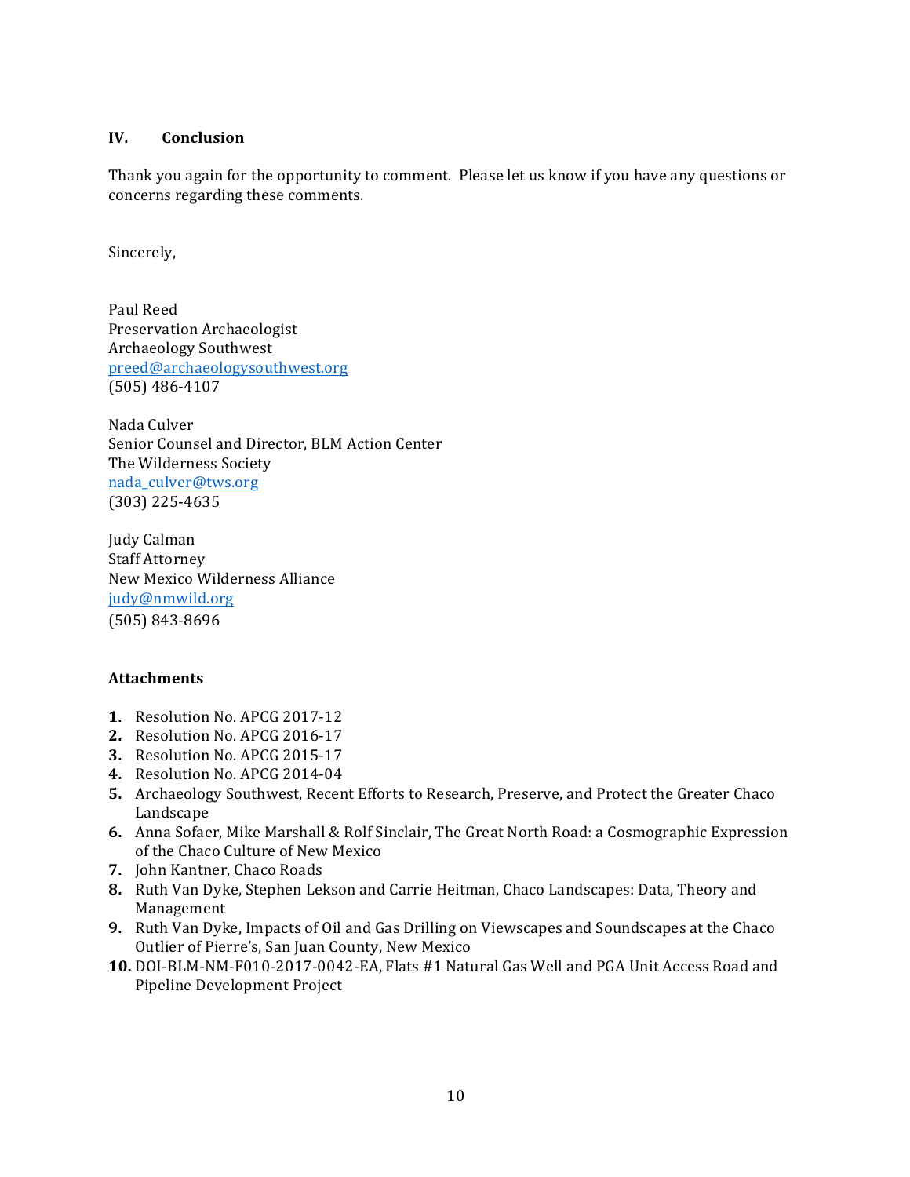## IV. Conclusion

Thank you again for the opportunity to comment. Please let us know if you have any questions or concerns regarding these comments.

Sincerely,

Paul Reed
Preservation Archaeologist
Archaeology Southwest
preed@archaeologysouthwest.org
(505) 486-4107

Nada Culver
Senior Counsel and Director, BLM Action Center
The Wilderness Society
nada_culver@tws.org
(303) 225-4635

Judy Calman
Staff Attorney
New Mexico Wilderness Alliance
judy@nmwild.org
(505) 843-8696

### Attachments

1. Resolution No. APCG 2017-12
2. Resolution No. APCG 2016-17
3. Resolution No. APCG 2015-17
4. Resolution No. APCG 2014-04
5. Archaeology Southwest, Recent Efforts to Research, Preserve, and Protect the Greater Chaco Landscape
6. Anna Sofaer, Mike Marshall & Rolf Sinclair, The Great North Road: a Cosmographic Expression of the Chaco Culture of New Mexico
7. John Kantner, Chaco Roads
8. Ruth Van Dyke, Stephen Lekson and Carrie Heitman, Chaco Landscapes: Data, Theory and Management
9. Ruth Van Dyke, Impacts of Oil and Gas Drilling on Viewscapes and Soundscapes at the Chaco Outlier of Pierre's, San Juan County, New Mexico
10. DOI-BLM-NM-F010-2017-0042-EA, Flats #1 Natural Gas Well and PGA Unit Access Road and Pipeline Development Project